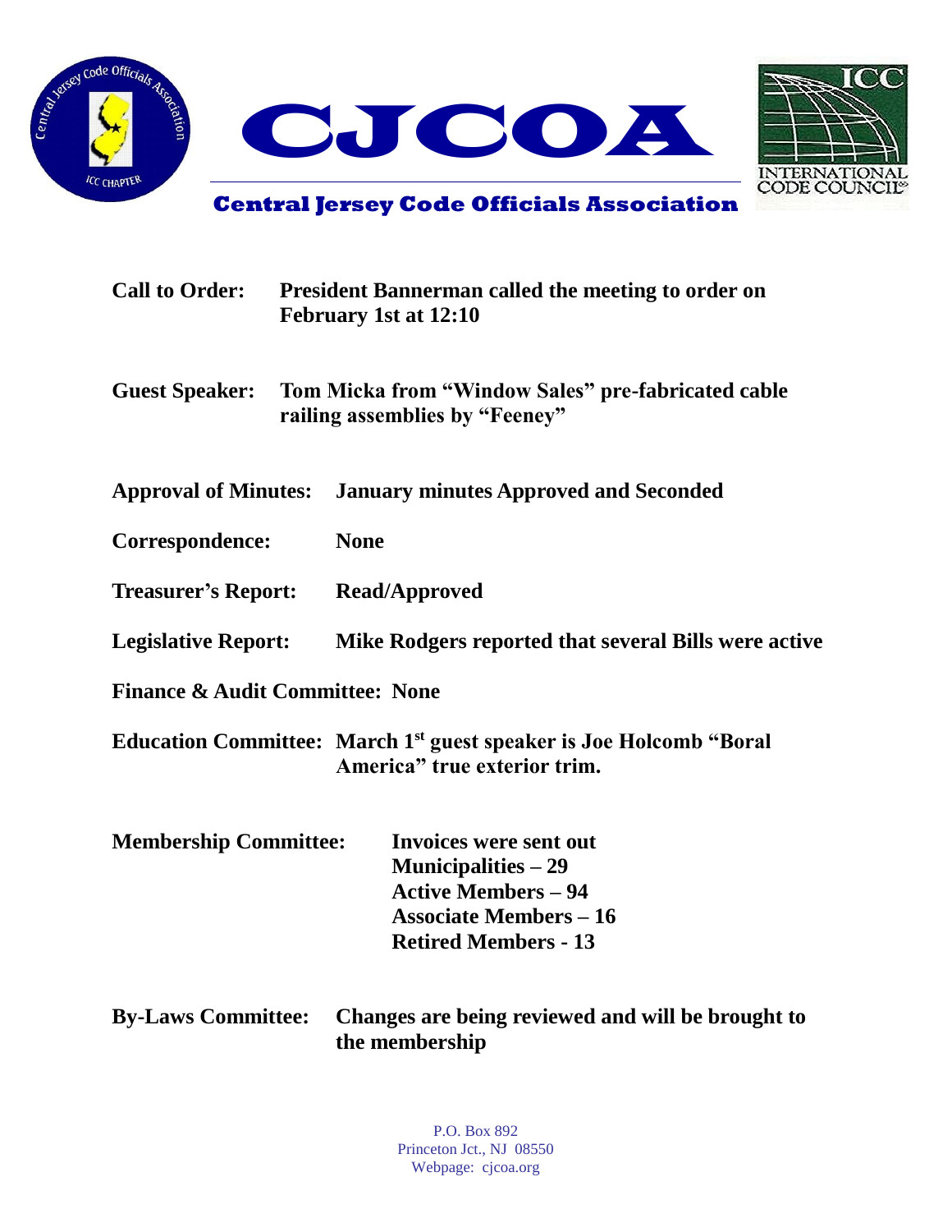# CJCOA

## Central Jersey Code Officials Association

**Call to Order:** President Bannerman called the meeting to order on February 1st at 12:10

**Guest Speaker:** Tom Micka from "Window Sales" pre-fabricated cable railing assemblies by "Feeney"

**Approval of Minutes:** January minutes Approved and Seconded

**Correspondence:** None

**Treasurer's Report:** Read/Approved

**Legislative Report:** Mike Rodgers reported that several Bills were active

**Finance & Audit Committee:** None

**Education Committee:** March 1st guest speaker is Joe Holcomb "Boral America" true exterior trim.

**Membership Committee:**
Invoices were sent out
Municipalities – 29
Active Members – 94
Associate Members – 16
Retired Members - 13

**By-Laws Committee:** Changes are being reviewed and will be brought to the membership

P.O. Box 892
Princeton Jct., NJ 08550
Webpage: cjcoa.org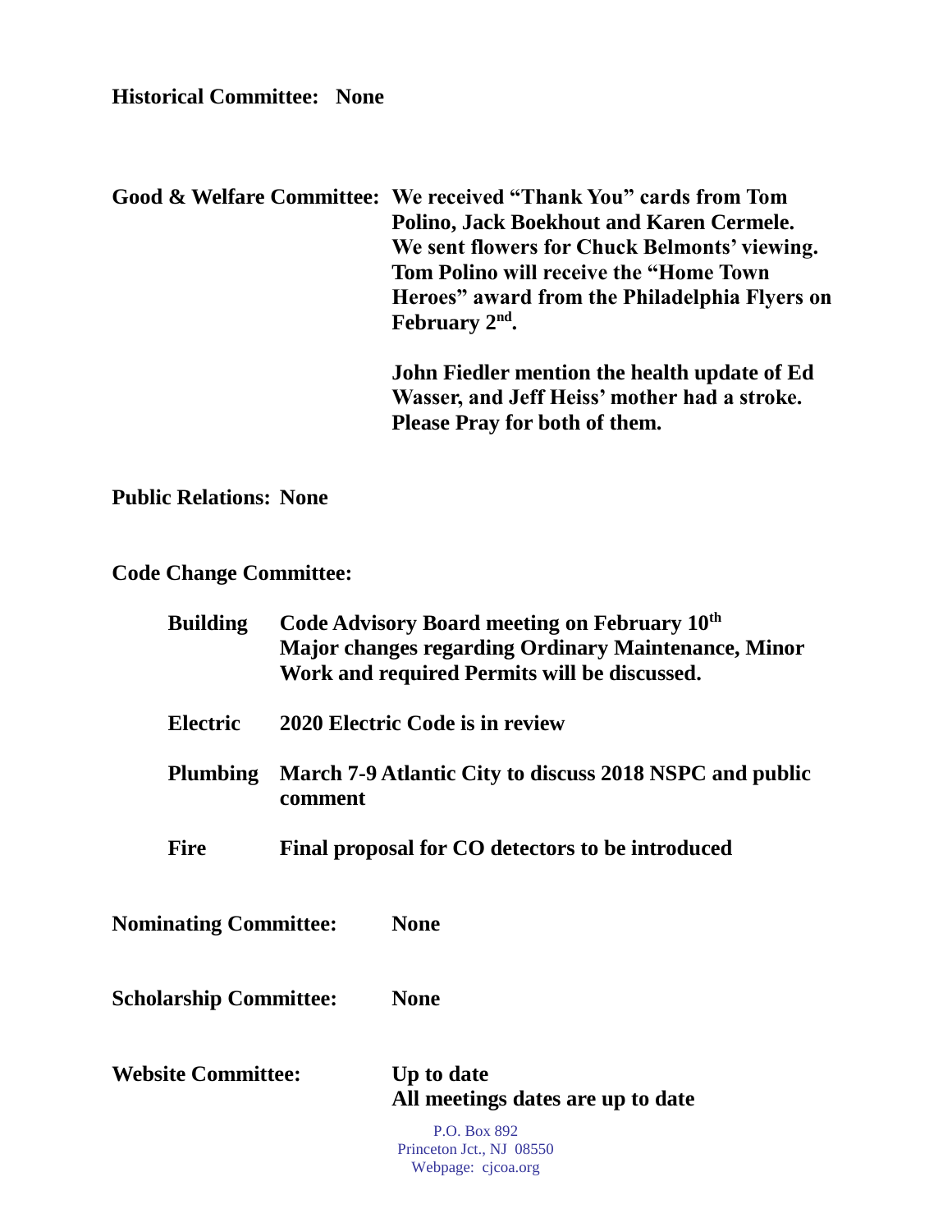**Historical Committee: None**

**Good & Welfare Committee:** **We received "Thank You" cards from Tom Polino, Jack Boekhout and Karen Cermele. We sent flowers for Chuck Belmonts' viewing. Tom Polino will receive the "Home Town Heroes" award from the Philadelphia Flyers on February 2nd.**

**John Fiedler mention the health update of Ed Wasser, and Jeff Heiss' mother had a stroke. Please Pray for both of them.**

**Public Relations: None**

**Code Change Committee:**

**Building** **Code Advisory Board meeting on February 10th Major changes regarding Ordinary Maintenance, Minor Work and required Permits will be discussed.**

**Electric** **2020 Electric Code is in review**

**Plumbing** **March 7-9 Atlantic City to discuss 2018 NSPC and public comment**

**Fire** **Final proposal for CO detectors to be introduced**

**Nominating Committee:** **None**

**Scholarship Committee:** **None**

**Website Committee:** **Up to date**
**All meetings dates are up to date**

P.O. Box 892
Princeton Jct., NJ 08550
Webpage: cjcoa.org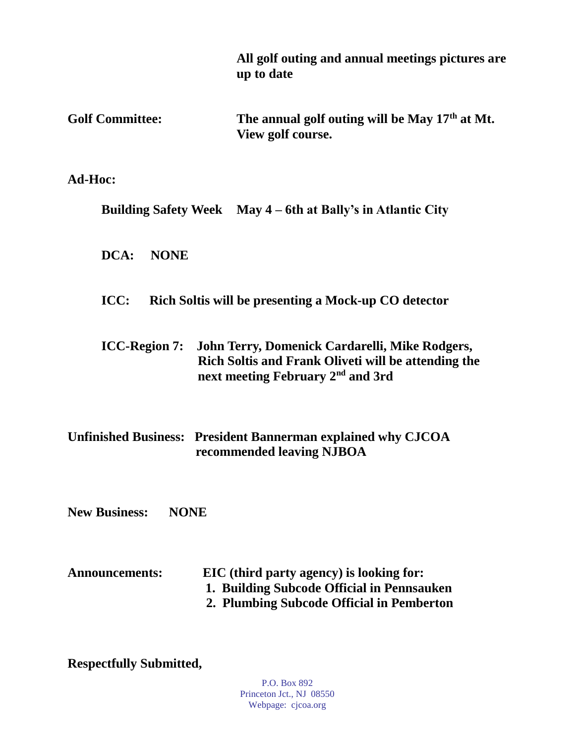**All golf outing and annual meetings pictures are up to date**

**Golf Committee:** **The annual golf outing will be May 17th at Mt. View golf course.**

**Ad-Hoc:**

**Building Safety Week** **May 4 – 6th at Bally's in Atlantic City**

**DCA:** **NONE**

**ICC:** **Rich Soltis will be presenting a Mock-up CO detector**

**ICC-Region 7:** **John Terry, Domenick Cardarelli, Mike Rodgers, Rich Soltis and Frank Oliveti will be attending the next meeting February 2nd and 3rd**

**Unfinished Business:** **President Bannerman explained why CJCOA recommended leaving NJBOA**

**New Business:** **NONE**

**Announcements:** **EIC (third party agency) is looking for:**

1. **Building Subcode Official in Pennsauken**
2. **Plumbing Subcode Official in Pemberton**

**Respectfully Submitted,**

P.O. Box 892
Princeton Jct., NJ 08550
Webpage: cjcoa.org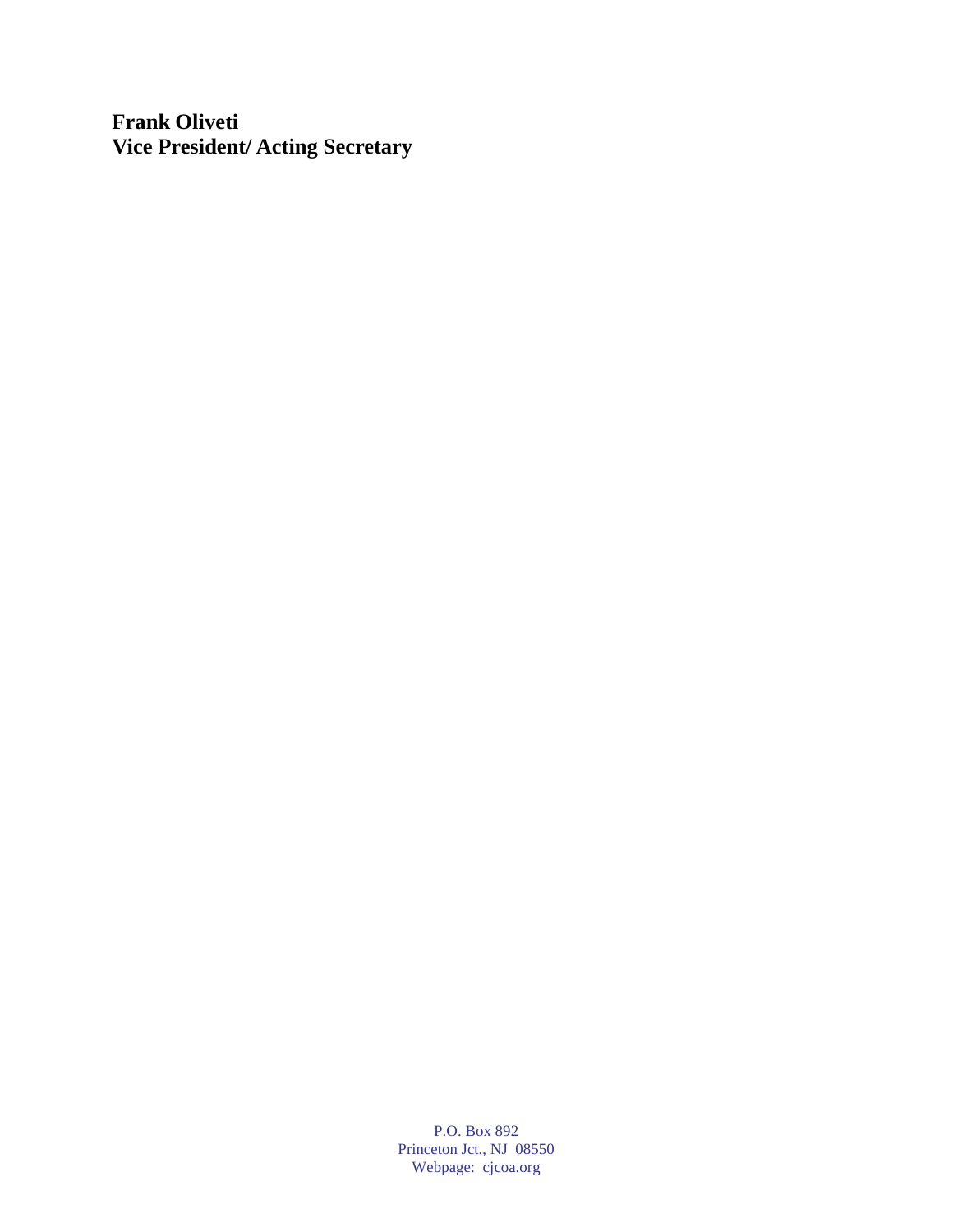**Frank Oliveti**
**Vice President/ Acting Secretary**

P.O. Box 892
Princeton Jct., NJ 08550
Webpage: cjcoa.org